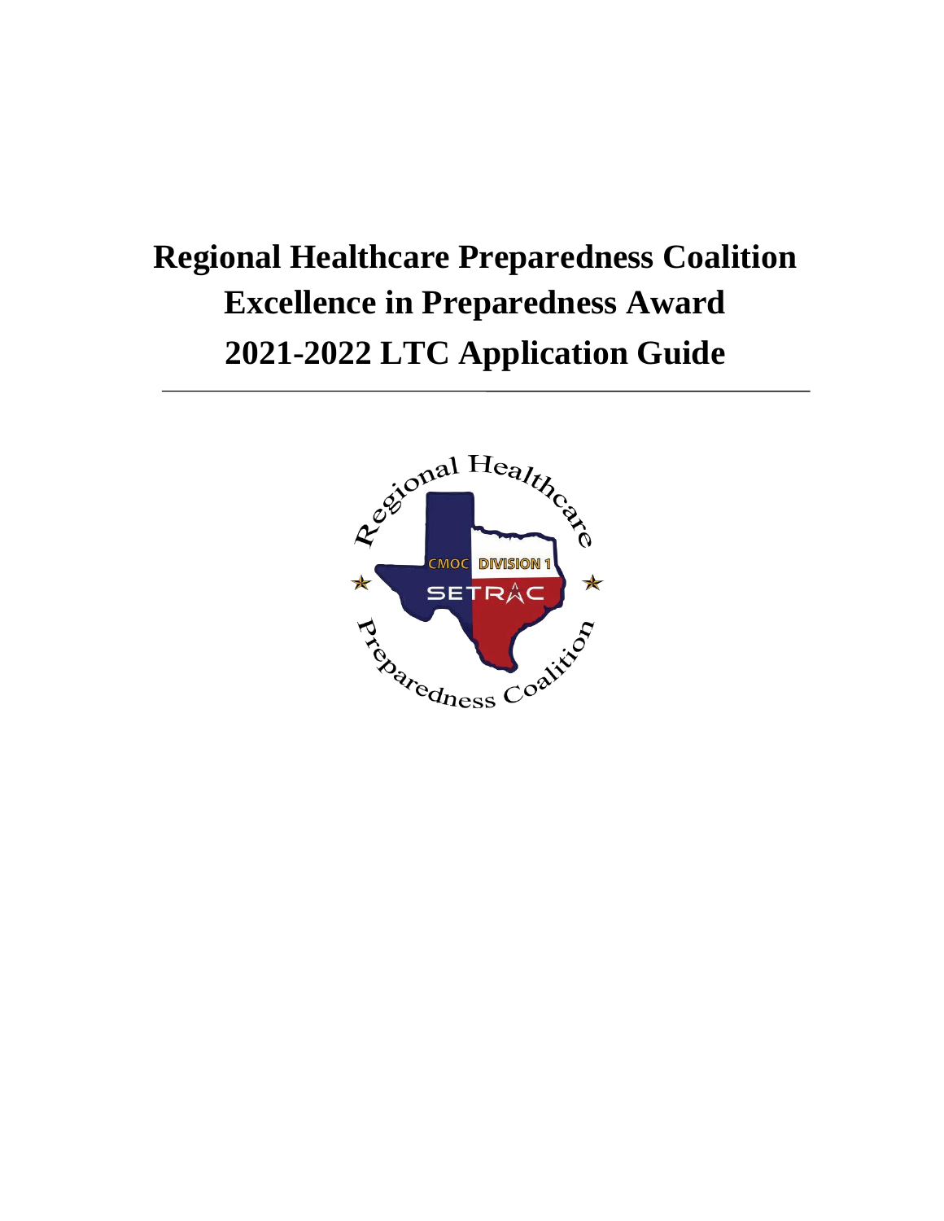# Regional Healthcare Preparedness Coalition Excellence in Preparedness Award 2021-2022 LTC Application Guide

---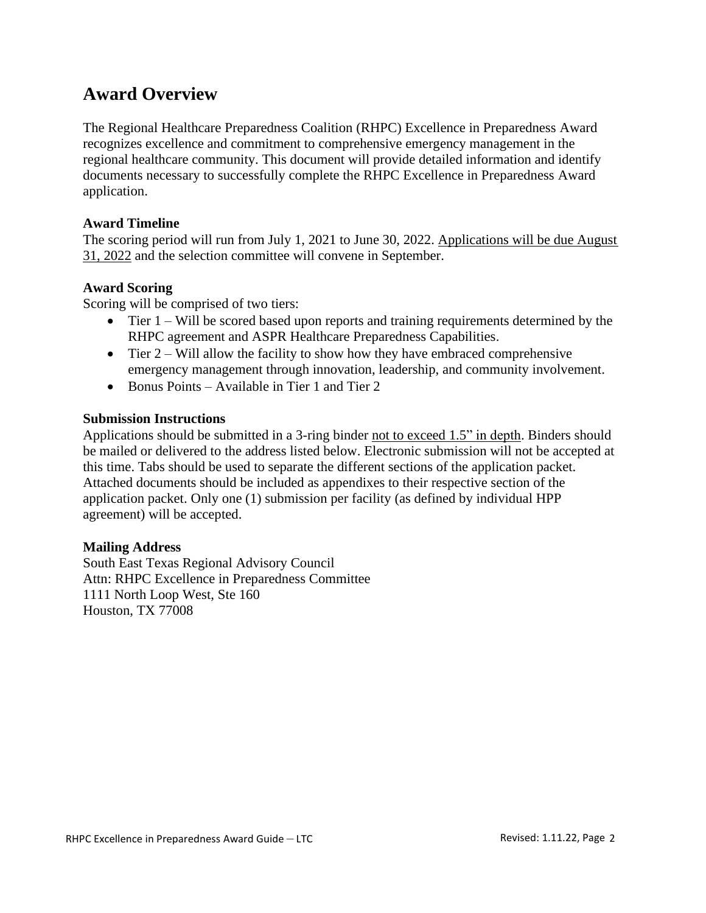# Award Overview

The Regional Healthcare Preparedness Coalition (RHPC) Excellence in Preparedness Award recognizes excellence and commitment to comprehensive emergency management in the regional healthcare community. This document will provide detailed information and identify documents necessary to successfully complete the RHPC Excellence in Preparedness Award application.

**Award Timeline**

The scoring period will run from July 1, 2021 to June 30, 2022. Applications will be due August 31, 2022 and the selection committee will convene in September.

**Award Scoring**

Scoring will be comprised of two tiers:

- Tier 1 – Will be scored based upon reports and training requirements determined by the RHPC agreement and ASPR Healthcare Preparedness Capabilities.
- Tier 2 – Will allow the facility to show how they have embraced comprehensive emergency management through innovation, leadership, and community involvement.
- Bonus Points – Available in Tier 1 and Tier 2

**Submission Instructions**

Applications should be submitted in a 3-ring binder not to exceed 1.5" in depth. Binders should be mailed or delivered to the address listed below. Electronic submission will not be accepted at this time. Tabs should be used to separate the different sections of the application packet. Attached documents should be included as appendixes to their respective section of the application packet. Only one (1) submission per facility (as defined by individual HPP agreement) will be accepted.

**Mailing Address**

South East Texas Regional Advisory Council
Attn: RHPC Excellence in Preparedness Committee
1111 North Loop West, Ste 160
Houston, TX 77008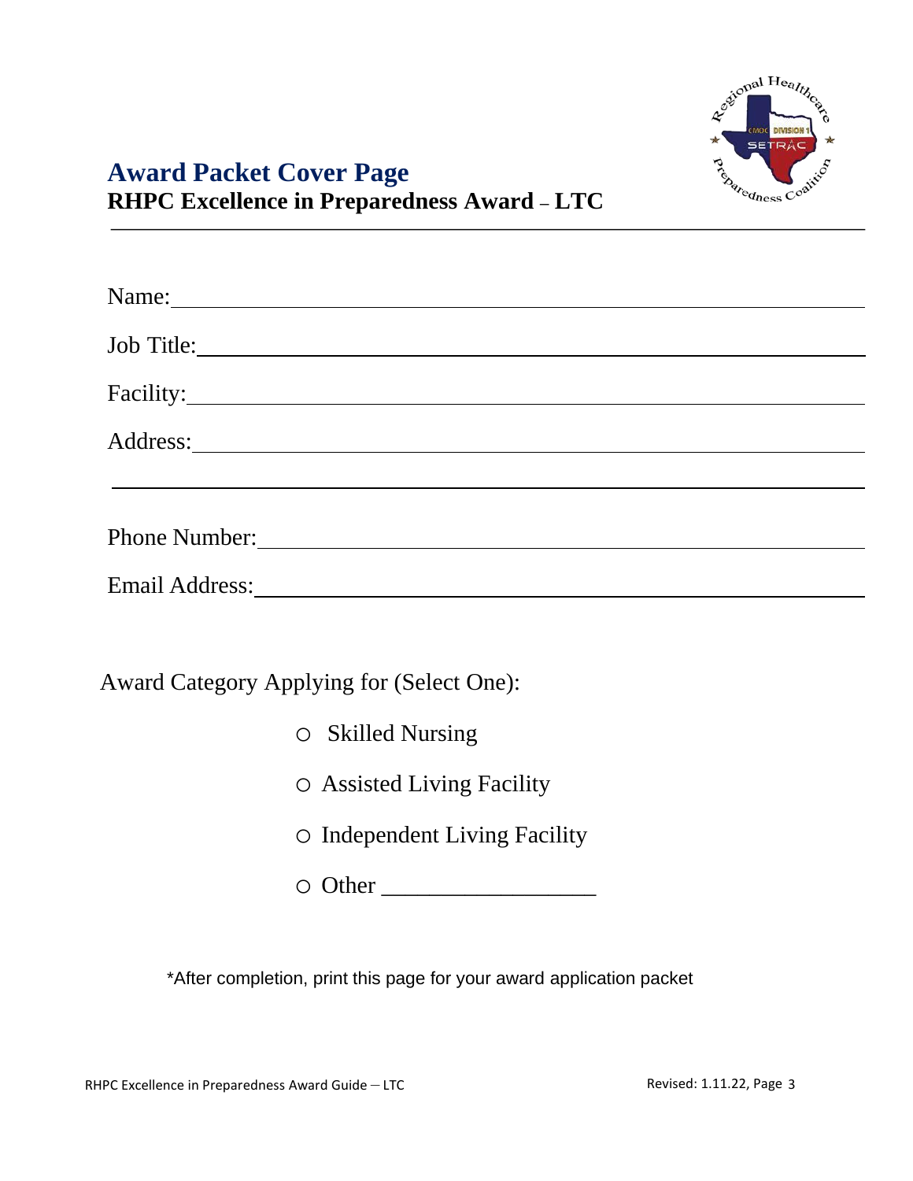# Award Packet Cover Page

**RHPC Excellence in Preparedness Award – LTC**

Name: ______________________________________________

Job Title: ______________________________________________

Facility: ______________________________________________

Address: ______________________________________________

______________________________________________

Phone Number: ______________________________________________

Email Address: ______________________________________________

Award Category Applying for (Select One):

- ○ Skilled Nursing
- ○ Assisted Living Facility
- ○ Independent Living Facility
- ○ Other ___________________

*After completion, print this page for your award application packet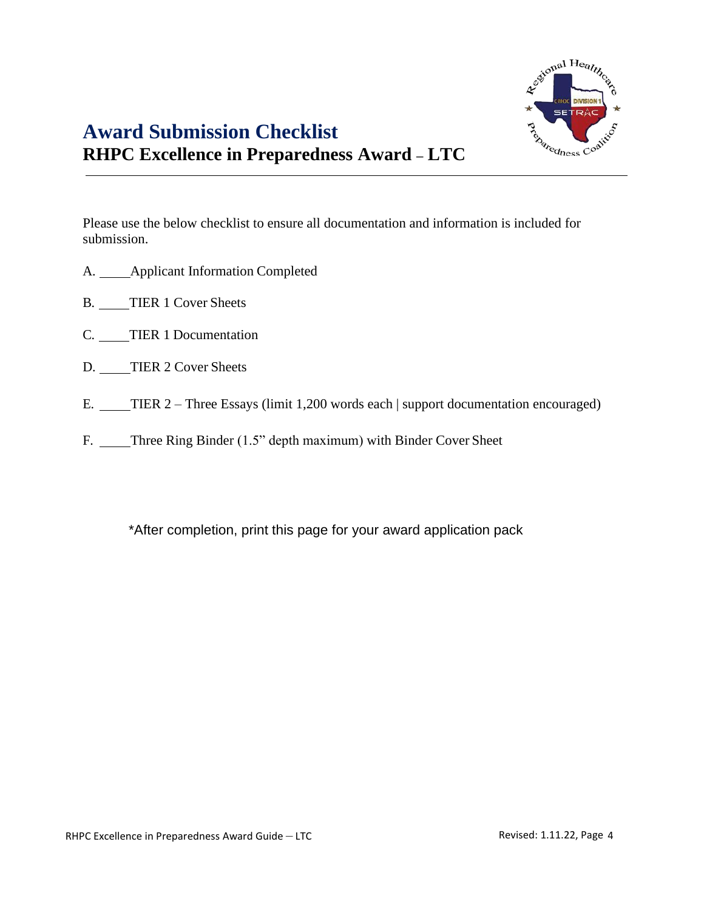# Award Submission Checklist

## RHPC Excellence in Preparedness Award – LTC

Please use the below checklist to ensure all documentation and information is included for submission.

A. _____Applicant Information Completed

B. _____TIER 1 Cover Sheets

C. _____TIER 1 Documentation

D. _____TIER 2 Cover Sheets

E. _____TIER 2 – Three Essays (limit 1,200 words each | support documentation encouraged)

F. _____Three Ring Binder (1.5" depth maximum) with Binder Cover Sheet

*After completion, print this page for your award application pack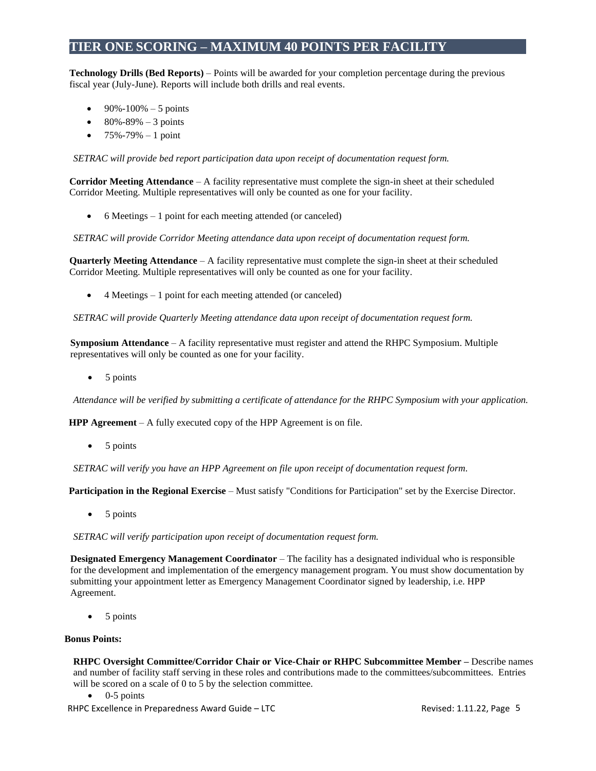## TIER ONE SCORING – MAXIMUM 40 POINTS PER FACILITY

**Technology Drills (Bed Reports)** – Points will be awarded for your completion percentage during the previous fiscal year (July-June). Reports will include both drills and real events.

- 90%-100% – 5 points
- 80%-89% – 3 points
- 75%-79% – 1 point

*SETRAC will provide bed report participation data upon receipt of documentation request form.*

**Corridor Meeting Attendance** – A facility representative must complete the sign-in sheet at their scheduled Corridor Meeting. Multiple representatives will only be counted as one for your facility.

- 6 Meetings – 1 point for each meeting attended (or canceled)

*SETRAC will provide Corridor Meeting attendance data upon receipt of documentation request form.*

**Quarterly Meeting Attendance** – A facility representative must complete the sign-in sheet at their scheduled Corridor Meeting. Multiple representatives will only be counted as one for your facility.

- 4 Meetings – 1 point for each meeting attended (or canceled)

*SETRAC will provide Quarterly Meeting attendance data upon receipt of documentation request form.*

**Symposium Attendance** – A facility representative must register and attend the RHPC Symposium. Multiple representatives will only be counted as one for your facility.

- 5 points

*Attendance will be verified by submitting a certificate of attendance for the RHPC Symposium with your application.*

**HPP Agreement** – A fully executed copy of the HPP Agreement is on file.

- 5 points

*SETRAC will verify you have an HPP Agreement on file upon receipt of documentation request form.*

**Participation in the Regional Exercise** – Must satisfy "Conditions for Participation" set by the Exercise Director.

- 5 points

*SETRAC will verify participation upon receipt of documentation request form.*

**Designated Emergency Management Coordinator** – The facility has a designated individual who is responsible for the development and implementation of the emergency management program. You must show documentation by submitting your appointment letter as Emergency Management Coordinator signed by leadership, i.e. HPP Agreement.

- 5 points

**Bonus Points:**

**RHPC Oversight Committee/Corridor Chair or Vice-Chair or RHPC Subcommittee Member –** Describe names and number of facility staff serving in these roles and contributions made to the committees/subcommittees. Entries will be scored on a scale of 0 to 5 by the selection committee.

- 0-5 points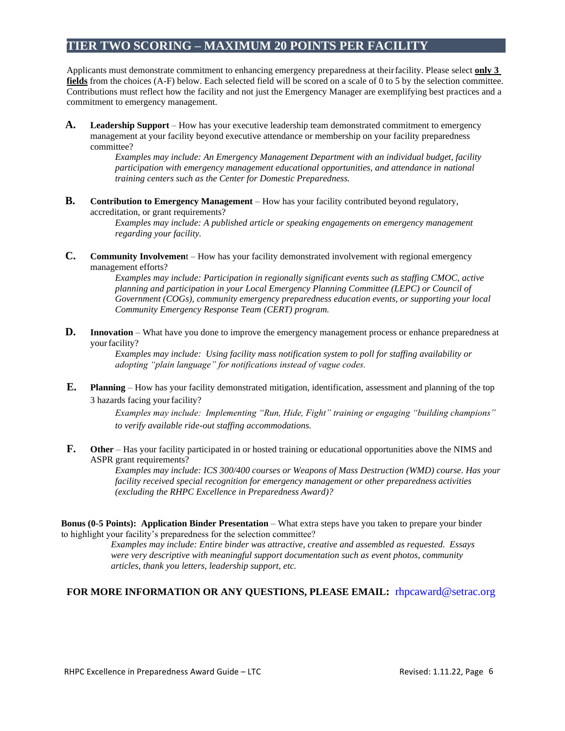## TIER TWO SCORING – MAXIMUM 20 POINTS PER FACILITY

Applicants must demonstrate commitment to enhancing emergency preparedness at their facility. Please select **only 3 fields** from the choices (A-F) below. Each selected field will be scored on a scale of 0 to 5 by the selection committee. Contributions must reflect how the facility and not just the Emergency Manager are exemplifying best practices and a commitment to emergency management.

**A.** **Leadership Support** – How has your executive leadership team demonstrated commitment to emergency management at your facility beyond executive attendance or membership on your facility preparedness committee?

*Examples may include: An Emergency Management Department with an individual budget, facility participation with emergency management educational opportunities, and attendance in national training centers such as the Center for Domestic Preparedness.*

**B.** **Contribution to Emergency Management** – How has your facility contributed beyond regulatory, accreditation, or grant requirements?

*Examples may include: A published article or speaking engagements on emergency management regarding your facility.*

**C.** **Community Involvemen**t – How has your facility demonstrated involvement with regional emergency management efforts?

*Examples may include: Participation in regionally significant events such as staffing CMOC, active planning and participation in your Local Emergency Planning Committee (LEPC) or Council of Government (COGs), community emergency preparedness education events, or supporting your local Community Emergency Response Team (CERT) program.*

**D.** **Innovation** – What have you done to improve the emergency management process or enhance preparedness at your facility?

*Examples may include: Using facility mass notification system to poll for staffing availability or adopting "plain language" for notifications instead of vague codes.*

**E.** **Planning** – How has your facility demonstrated mitigation, identification, assessment and planning of the top 3 hazards facing your facility?

*Examples may include: Implementing "Run, Hide, Fight" training or engaging "building champions" to verify available ride-out staffing accommodations.*

**F.** **Other** – Has your facility participated in or hosted training or educational opportunities above the NIMS and ASPR grant requirements?

*Examples may include: ICS 300/400 courses or Weapons of Mass Destruction (WMD) course. Has your facility received special recognition for emergency management or other preparedness activities (excluding the RHPC Excellence in Preparedness Award)?*

**Bonus (0-5 Points): Application Binder Presentation** – What extra steps have you taken to prepare your binder to highlight your facility's preparedness for the selection committee?

*Examples may include: Entire binder was attractive, creative and assembled as requested. Essays were very descriptive with meaningful support documentation such as event photos, community articles, thank you letters, leadership support, etc.*

**FOR MORE INFORMATION OR ANY QUESTIONS, PLEASE EMAIL:** rhpcaward@setrac.org